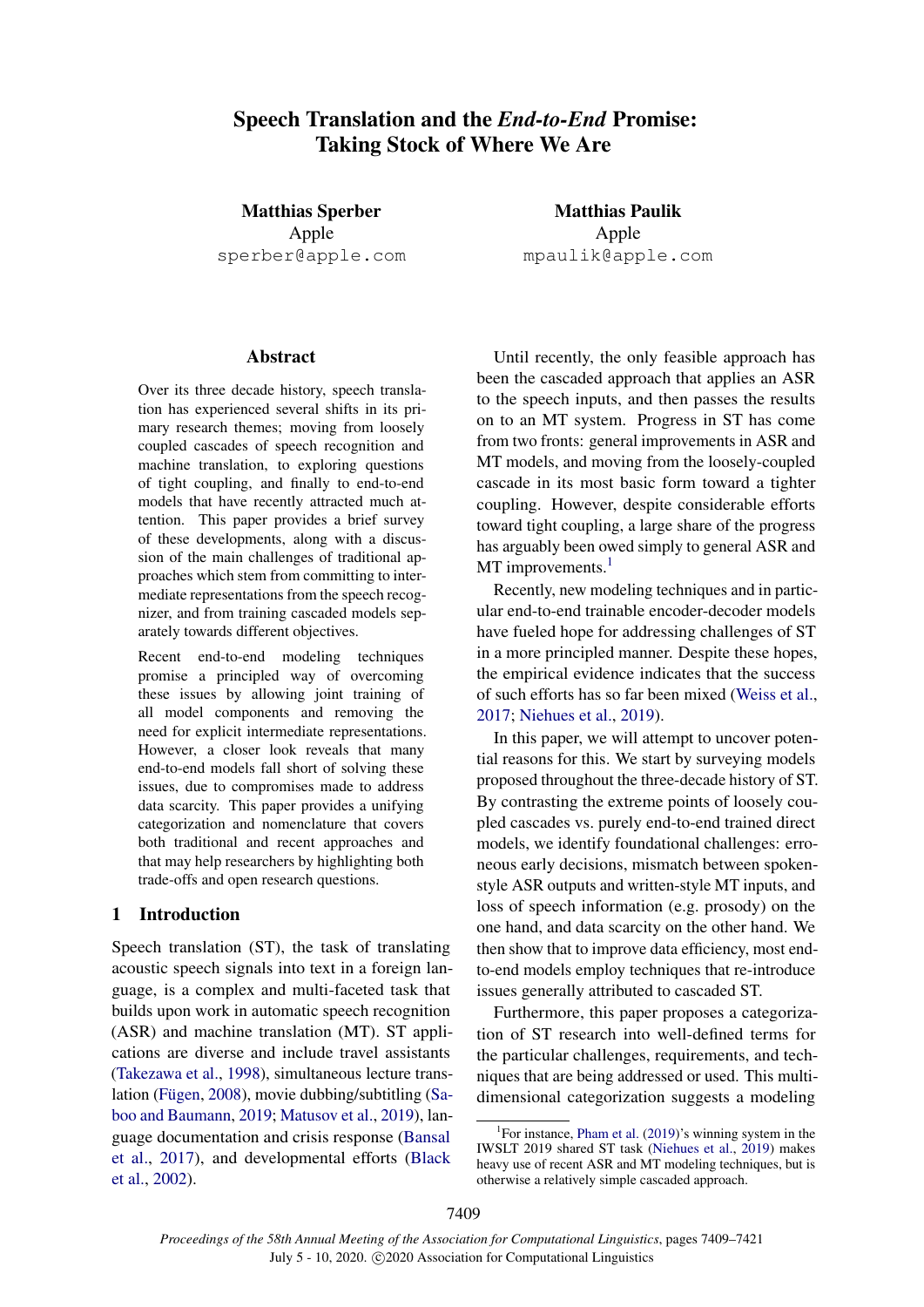# Speech Translation and the *End-to-End* Promise: Taking Stock of Where We Are

**Matthias Sperber**
Apple
sperber@apple.com

**Matthias Paulik**
Apple
mpaulik@apple.com

## Abstract

Over its three decade history, speech translation has experienced several shifts in its primary research themes; moving from loosely coupled cascades of speech recognition and machine translation, to exploring questions of tight coupling, and finally to end-to-end models that have recently attracted much attention. This paper provides a brief survey of these developments, along with a discussion of the main challenges of traditional approaches which stem from committing to intermediate representations from the speech recognizer, and from training cascaded models separately towards different objectives.

Recent end-to-end modeling techniques promise a principled way of overcoming these issues by allowing joint training of all model components and removing the need for explicit intermediate representations. However, a closer look reveals that many end-to-end models fall short of solving these issues, due to compromises made to address data scarcity. This paper provides a unifying categorization and nomenclature that covers both traditional and recent approaches and that may help researchers by highlighting both trade-offs and open research questions.

## 1 Introduction

Speech translation (ST), the task of translating acoustic speech signals into text in a foreign language, is a complex and multi-faceted task that builds upon work in automatic speech recognition (ASR) and machine translation (MT). ST applications are diverse and include travel assistants (Takezawa et al., 1998), simultaneous lecture translation (Fügen, 2008), movie dubbing/subtitling (Saboo and Baumann, 2019; Matusov et al., 2019), language documentation and crisis response (Bansal et al., 2017), and developmental efforts (Black et al., 2002).

Until recently, the only feasible approach has been the cascaded approach that applies an ASR to the speech inputs, and then passes the results on to an MT system. Progress in ST has come from two fronts: general improvements in ASR and MT models, and moving from the loosely-coupled cascade in its most basic form toward a tighter coupling. However, despite considerable efforts toward tight coupling, a large share of the progress has arguably been owed simply to general ASR and MT improvements.[1]

Recently, new modeling techniques and in particular end-to-end trainable encoder-decoder models have fueled hope for addressing challenges of ST in a more principled manner. Despite these hopes, the empirical evidence indicates that the success of such efforts has so far been mixed (Weiss et al., 2017; Niehues et al., 2019).

In this paper, we will attempt to uncover potential reasons for this. We start by surveying models proposed throughout the three-decade history of ST. By contrasting the extreme points of loosely coupled cascades vs. purely end-to-end trained direct models, we identify foundational challenges: erroneous early decisions, mismatch between spoken-style ASR outputs and written-style MT inputs, and loss of speech information (e.g. prosody) on the one hand, and data scarcity on the other hand. We then show that to improve data efficiency, most end-to-end models employ techniques that re-introduce issues generally attributed to cascaded ST.

Furthermore, this paper proposes a categorization of ST research into well-defined terms for the particular challenges, requirements, and techniques that are being addressed or used. This multi-dimensional categorization suggests a modeling

[1] For instance, Pham et al. (2019)'s winning system in the IWSLT 2019 shared ST task (Niehues et al., 2019) makes heavy use of recent ASR and MT modeling techniques, but is otherwise a relatively simple cascaded approach.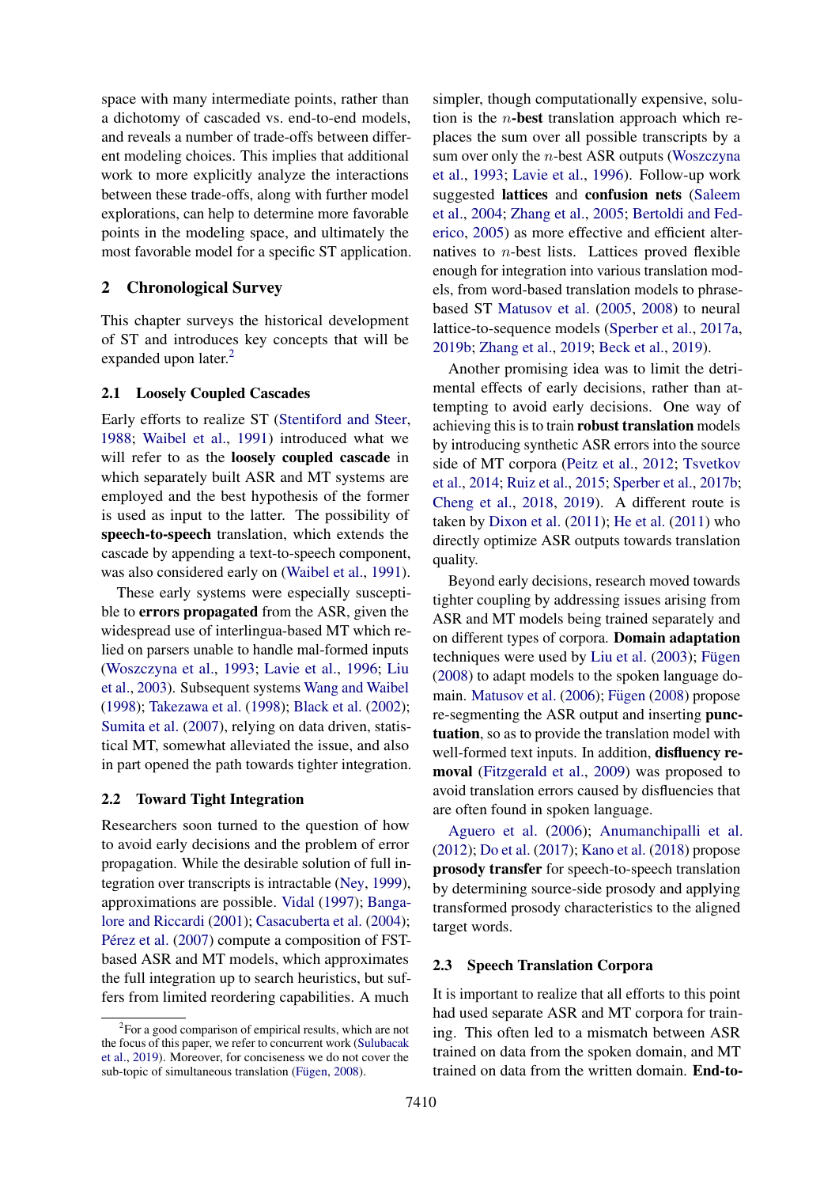space with many intermediate points, rather than a dichotomy of cascaded vs. end-to-end models, and reveals a number of trade-offs between different modeling choices. This implies that additional work to more explicitly analyze the interactions between these trade-offs, along with further model explorations, can help to determine more favorable points in the modeling space, and ultimately the most favorable model for a specific ST application.

## 2 Chronological Survey

This chapter surveys the historical development of ST and introduces key concepts that will be expanded upon later.[2]

### 2.1 Loosely Coupled Cascades

Early efforts to realize ST (Stentiford and Steer, 1988; Waibel et al., 1991) introduced what we will refer to as the **loosely coupled cascade** in which separately built ASR and MT systems are employed and the best hypothesis of the former is used as input to the latter. The possibility of **speech-to-speech** translation, which extends the cascade by appending a text-to-speech component, was also considered early on (Waibel et al., 1991).

These early systems were especially susceptible to **errors propagated** from the ASR, given the widespread use of interlingua-based MT which relied on parsers unable to handle mal-formed inputs (Woszczyna et al., 1993; Lavie et al., 1996; Liu et al., 2003). Subsequent systems Wang and Waibel (1998); Takezawa et al. (1998); Black et al. (2002); Sumita et al. (2007), relying on data driven, statistical MT, somewhat alleviated the issue, and also in part opened the path towards tighter integration.

### 2.2 Toward Tight Integration

Researchers soon turned to the question of how to avoid early decisions and the problem of error propagation. While the desirable solution of full integration over transcripts is intractable (Ney, 1999), approximations are possible. Vidal (1997); Bangalore and Riccardi (2001); Casacuberta et al. (2004); Pérez et al. (2007) compute a composition of FST-based ASR and MT models, which approximates the full integration up to search heuristics, but suffers from limited reordering capabilities. A much simpler, though computationally expensive, solution is the $n$**-best** translation approach which replaces the sum over all possible transcripts by a sum over only the $n$-best ASR outputs (Woszczyna et al., 1993; Lavie et al., 1996). Follow-up work suggested **lattices** and **confusion nets** (Saleem et al., 2004; Zhang et al., 2005; Bertoldi and Federico, 2005) as more effective and efficient alternatives to $n$-best lists. Lattices proved flexible enough for integration into various translation models, from word-based translation models to phrase-based ST Matusov et al. (2005, 2008) to neural lattice-to-sequence models (Sperber et al., 2017a, 2019b; Zhang et al., 2019; Beck et al., 2019).

Another promising idea was to limit the detrimental effects of early decisions, rather than attempting to avoid early decisions. One way of achieving this is to train **robust translation** models by introducing synthetic ASR errors into the source side of MT corpora (Peitz et al., 2012; Tsvetkov et al., 2014; Ruiz et al., 2015; Sperber et al., 2017b; Cheng et al., 2018, 2019). A different route is taken by Dixon et al. (2011); He et al. (2011) who directly optimize ASR outputs towards translation quality.

Beyond early decisions, research moved towards tighter coupling by addressing issues arising from ASR and MT models being trained separately and on different types of corpora. **Domain adaptation** techniques were used by Liu et al. (2003); Fügen (2008) to adapt models to the spoken language domain. Matusov et al. (2006); Fügen (2008) propose re-segmenting the ASR output and inserting **punctuation**, so as to provide the translation model with well-formed text inputs. In addition, **disfluency removal** (Fitzgerald et al., 2009) was proposed to avoid translation errors caused by disfluencies that are often found in spoken language.

Aguero et al. (2006); Anumanchipalli et al. (2012); Do et al. (2017); Kano et al. (2018) propose **prosody transfer** for speech-to-speech translation by determining source-side prosody and applying transformed prosody characteristics to the aligned target words.

### 2.3 Speech Translation Corpora

It is important to realize that all efforts to this point had used separate ASR and MT corpora for training. This often led to a mismatch between ASR trained on data from the spoken domain, and MT trained on data from the written domain. **End-to-**

[2] For a good comparison of empirical results, which are not the focus of this paper, we refer to concurrent work (Sulubacak et al., 2019). Moreover, for conciseness we do not cover the sub-topic of simultaneous translation (Fügen, 2008).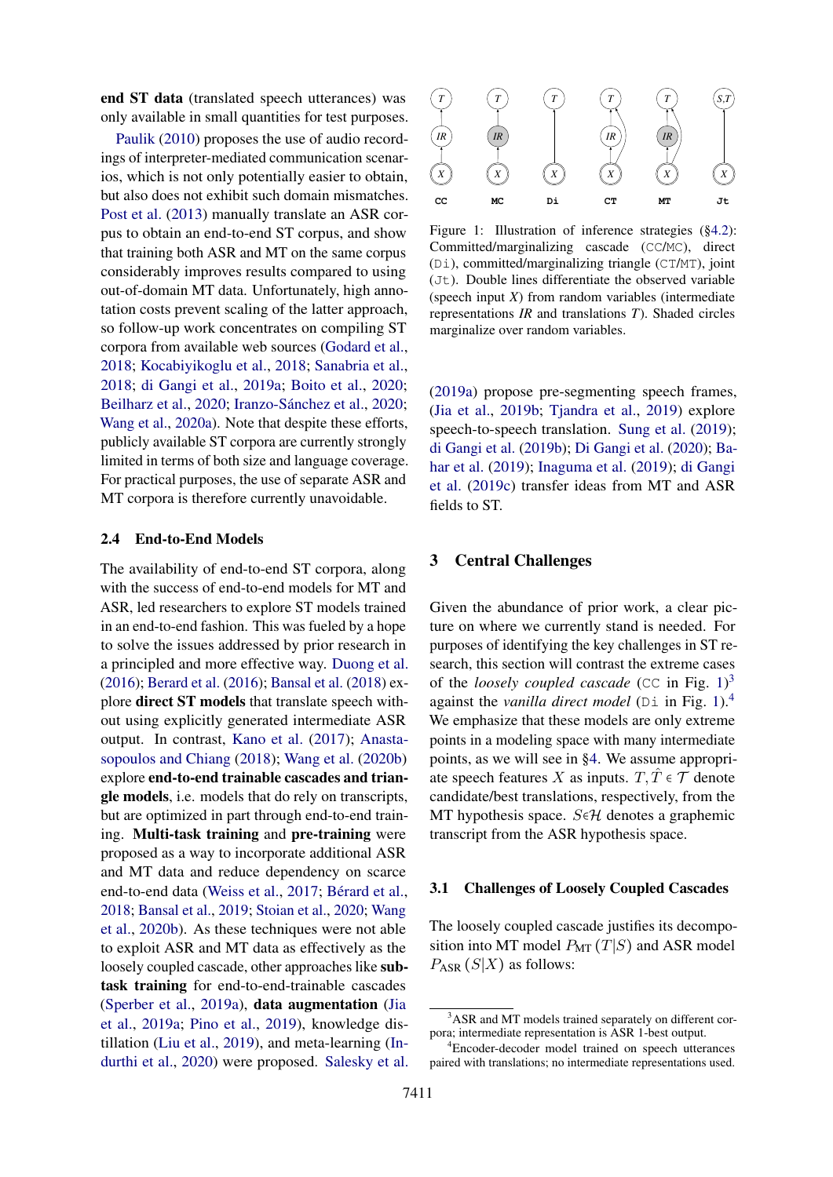end ST data (translated speech utterances) was only available in small quantities for test purposes.

Paulik (2010) proposes the use of audio recordings of interpreter-mediated communication scenarios, which is not only potentially easier to obtain, but also does not exhibit such domain mismatches. Post et al. (2013) manually translate an ASR corpus to obtain an end-to-end ST corpus, and show that training both ASR and MT on the same corpus considerably improves results compared to using out-of-domain MT data. Unfortunately, high annotation costs prevent scaling of the latter approach, so follow-up work concentrates on compiling ST corpora from available web sources (Godard et al., 2018; Kocabiyikoglu et al., 2018; Sanabria et al., 2018; di Gangi et al., 2019a; Boito et al., 2020; Beilharz et al., 2020; Iranzo-Sánchez et al., 2020; Wang et al., 2020a). Note that despite these efforts, publicly available ST corpora are currently strongly limited in terms of both size and language coverage. For practical purposes, the use of separate ASR and MT corpora is therefore currently unavoidable.

### 2.4 End-to-End Models

The availability of end-to-end ST corpora, along with the success of end-to-end models for MT and ASR, led researchers to explore ST models trained in an end-to-end fashion. This was fueled by a hope to solve the issues addressed by prior research in a principled and more effective way. Duong et al. (2016); Berard et al. (2016); Bansal et al. (2018) explore **direct ST models** that translate speech without using explicitly generated intermediate ASR output. In contrast, Kano et al. (2017); Anastasopoulos and Chiang (2018); Wang et al. (2020b) explore **end-to-end trainable cascades and triangle models**, i.e. models that do rely on transcripts, but are optimized in part through end-to-end training. **Multi-task training** and **pre-training** were proposed as a way to incorporate additional ASR and MT data and reduce dependency on scarce end-to-end data (Weiss et al., 2017; Bérard et al., 2018; Bansal et al., 2019; Stoian et al., 2020; Wang et al., 2020b). As these techniques were not able to exploit ASR and MT data as effectively as the loosely coupled cascade, other approaches like **sub-task training** for end-to-end-trainable cascades (Sperber et al., 2019a), **data augmentation** (Jia et al., 2019a; Pino et al., 2019), knowledge distillation (Liu et al., 2019), and meta-learning (Indurthi et al., 2020) were proposed. Salesky et al. (2019a) propose pre-segmenting speech frames, (Jia et al., 2019b; Tjandra et al., 2019) explore speech-to-speech translation. Sung et al. (2019); di Gangi et al. (2019b); Di Gangi et al. (2020); Bahar et al. (2019); Inaguma et al. (2019); di Gangi et al. (2019c) transfer ideas from MT and ASR fields to ST.

Figure 1: Illustration of inference strategies (§4.2): Committed/marginalizing cascade (CC/MC), direct (Di), committed/marginalizing triangle (CT/MT), joint (Jt). Double lines differentiate the observed variable (speech input *X*) from random variables (intermediate representations *IR* and translations *T*). Shaded circles marginalize over random variables.

## 3 Central Challenges

Given the abundance of prior work, a clear picture on where we currently stand is needed. For purposes of identifying the key challenges in ST research, this section will contrast the extreme cases of the *loosely coupled cascade* (CC in Fig. 1)[3] against the *vanilla direct model* (Di in Fig. 1).[4] We emphasize that these models are only extreme points in a modeling space with many intermediate points, as we will see in §4. We assume appropriate speech features $X$ as inputs. $T, \hat{T} \in \mathcal{T}$ denote candidate/best translations, respectively, from the MT hypothesis space. $S \in \mathcal{H}$ denotes a graphemic transcript from the ASR hypothesis space.

### 3.1 Challenges of Loosely Coupled Cascades

The loosely coupled cascade justifies its decomposition into MT model $P_{\text{MT}}(T \mid S)$ and ASR model $P_{\text{ASR}}(S \mid X)$ as follows:

[3] ASR and MT models trained separately on different corpora; intermediate representation is ASR 1-best output.

[4] Encoder-decoder model trained on speech utterances paired with translations; no intermediate representations used.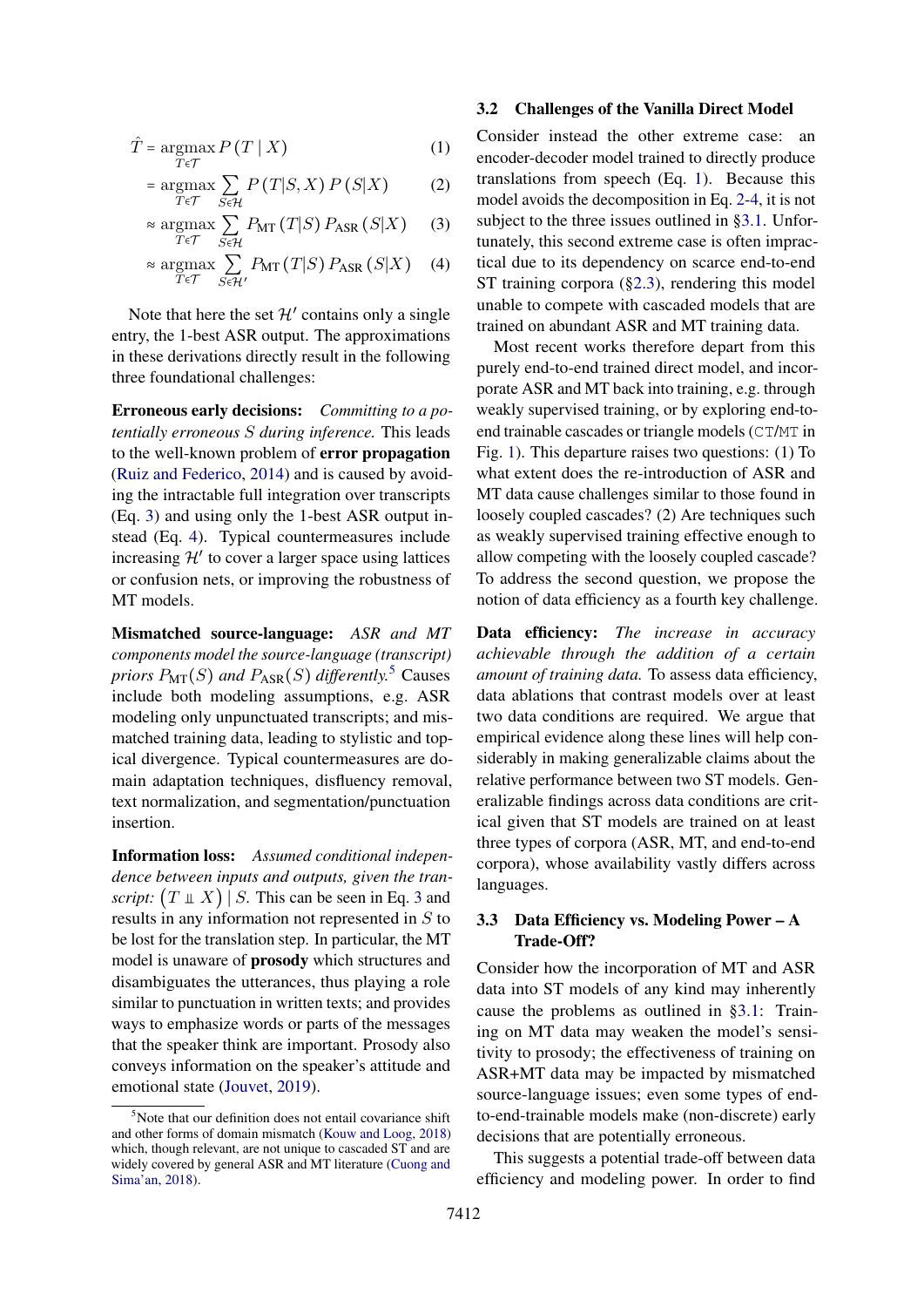$$
\begin{aligned}
\hat{T} &= \underset{T \in \mathcal{T}}{\operatorname{argmax}}\, P(T \mid X) && (1)\\
&= \underset{T \in \mathcal{T}}{\operatorname{argmax}} \sum_{S \in \mathcal{H}} P(T|S, X)\, P(S|X) && (2)\\
&\approx \underset{T \in \mathcal{T}}{\operatorname{argmax}} \sum_{S \in \mathcal{H}} P_{\text{MT}}(T|S)\, P_{\text{ASR}}(S|X) && (3)\\
&\approx \underset{T \in \mathcal{T}}{\operatorname{argmax}} \sum_{S \in \mathcal{H}'} P_{\text{MT}}(T|S)\, P_{\text{ASR}}(S|X) && (4)
\end{aligned}
$$

Note that here the set $\mathcal{H}'$ contains only a single entry, the 1-best ASR output. The approximations in these derivations directly result in the following three foundational challenges:

**Erroneous early decisions:** *Committing to a potentially erroneous $S$ during inference.* This leads to the well-known problem of **error propagation** (Ruiz and Federico, 2014) and is caused by avoiding the intractable full integration over transcripts (Eq. 3) and using only the 1-best ASR output instead (Eq. 4). Typical countermeasures include increasing $\mathcal{H}'$ to cover a larger space using lattices or confusion nets, or improving the robustness of MT models.

**Mismatched source-language:** *ASR and MT components model the source-language (transcript) priors $P_{\text{MT}}(S)$ and $P_{\text{ASR}}(S)$ differently.*[5] Causes include both modeling assumptions, e.g. ASR modeling only unpunctuated transcripts; and mismatched training data, leading to stylistic and topical divergence. Typical countermeasures are domain adaptation techniques, disfluency removal, text normalization, and segmentation/punctuation insertion.

**Information loss:** *Assumed conditional independence between inputs and outputs, given the transcript:* $(T \perp\!\!\!\perp X) \mid S$. This can be seen in Eq. 3 and results in any information not represented in $S$ to be lost for the translation step. In particular, the MT model is unaware of **prosody** which structures and disambiguates the utterances, thus playing a role similar to punctuation in written texts; and provides ways to emphasize words or parts of the messages that the speaker think are important. Prosody also conveys information on the speaker's attitude and emotional state (Jouvet, 2019).

[5] Note that our definition does not entail covariance shift and other forms of domain mismatch (Kouw and Loog, 2018) which, though relevant, are not unique to cascaded ST and are widely covered by general ASR and MT literature (Cuong and Sima'an, 2018).

## 3.2 Challenges of the Vanilla Direct Model

Consider instead the other extreme case: an encoder-decoder model trained to directly produce translations from speech (Eq. 1). Because this model avoids the decomposition in Eq. 2-4, it is not subject to the three issues outlined in §3.1. Unfortunately, this second extreme case is often impractical due to its dependency on scarce end-to-end ST training corpora (§2.3), rendering this model unable to compete with cascaded models that are trained on abundant ASR and MT training data.

Most recent works therefore depart from this purely end-to-end trained direct model, and incorporate ASR and MT back into training, e.g. through weakly supervised training, or by exploring end-to-end trainable cascades or triangle models (CT/MT in Fig. 1). This departure raises two questions: (1) To what extent does the re-introduction of ASR and MT data cause challenges similar to those found in loosely coupled cascades? (2) Are techniques such as weakly supervised training effective enough to allow competing with the loosely coupled cascade? To address the second question, we propose the notion of data efficiency as a fourth key challenge.

**Data efficiency:** *The increase in accuracy achievable through the addition of a certain amount of training data.* To assess data efficiency, data ablations that contrast models over at least two data conditions are required. We argue that empirical evidence along these lines will help considerably in making generalizable claims about the relative performance between two ST models. Generalizable findings across data conditions are critical given that ST models are trained on at least three types of corpora (ASR, MT, and end-to-end corpora), whose availability vastly differs across languages.

## 3.3 Data Efficiency vs. Modeling Power – A Trade-Off?

Consider how the incorporation of MT and ASR data into ST models of any kind may inherently cause the problems as outlined in §3.1: Training on MT data may weaken the model's sensitivity to prosody; the effectiveness of training on ASR+MT data may be impacted by mismatched source-language issues; even some types of end-to-end-trainable models make (non-discrete) early decisions that are potentially erroneous.

This suggests a potential trade-off between data efficiency and modeling power. In order to find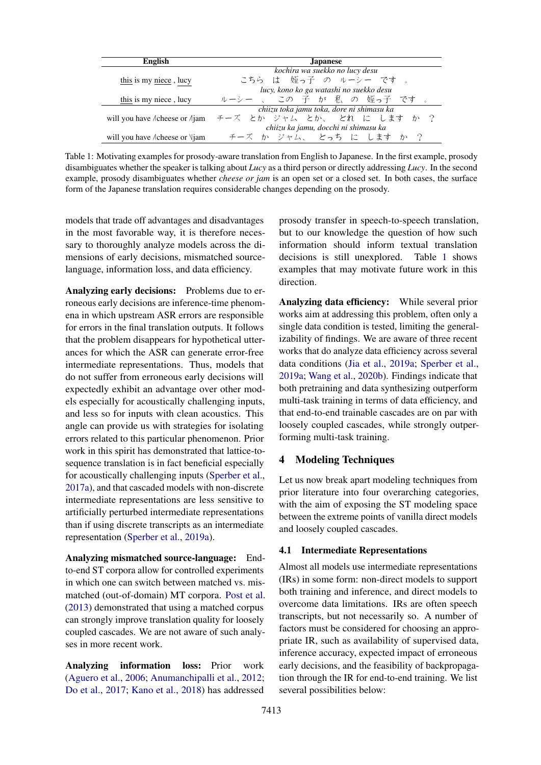| English | Japanese |
|---|---|
| <u>this</u> is my <u>niece</u> , <u>lucy</u> | *kochira wa suekko no lucy desu*<br>こちら　は　姪っ子　の　ルーシー　です　。 |
| <u>this</u> is my niece , lucy | *lucy, kono ko ga watashi no suekko desu*<br>ルーシー　、　この　子　が　私　の　姪っ子　です　。 |
| will you have /cheese or /jam | *chiizu toka jamu toka, dore ni shimasu ka*<br>チーズ　とか　ジャム　とか、　どれ　に　します　か　？ |
| will you have /cheese or \jam | *chiizu ka jamu, docchi ni shimasu ka*<br>チーズ　か　ジャム、　どっち　に　します　か　？ |

Table 1: Motivating examples for prosody-aware translation from English to Japanese. In the first example, prosody disambiguates whether the speaker is talking about *Lucy* as a third person or directly addressing *Lucy*. In the second example, prosody disambiguates whether *cheese or jam* is an open set or a closed set. In both cases, the surface form of the Japanese translation requires considerable changes depending on the prosody.

models that trade off advantages and disadvantages in the most favorable way, it is therefore necessary to thoroughly analyze models across the dimensions of early decisions, mismatched source-language, information loss, and data efficiency.

**Analyzing early decisions:** Problems due to erroneous early decisions are inference-time phenomena in which upstream ASR errors are responsible for errors in the final translation outputs. It follows that the problem disappears for hypothetical utterances for which the ASR can generate error-free intermediate representations. Thus, models that do not suffer from erroneous early decisions will expectedly exhibit an advantage over other models especially for acoustically challenging inputs, and less so for inputs with clean acoustics. This angle can provide us with strategies for isolating errors related to this particular phenomenon. Prior work in this spirit has demonstrated that lattice-to-sequence translation is in fact beneficial especially for acoustically challenging inputs (Sperber et al., 2017a), and that cascaded models with non-discrete intermediate representations are less sensitive to artificially perturbed intermediate representations than if using discrete transcripts as an intermediate representation (Sperber et al., 2019a).

**Analyzing mismatched source-language:** End-to-end ST corpora allow for controlled experiments in which one can switch between matched vs. mismatched (out-of-domain) MT corpora. Post et al. (2013) demonstrated that using a matched corpus can strongly improve translation quality for loosely coupled cascades. We are not aware of such analyses in more recent work.

**Analyzing information loss:** Prior work (Aguero et al., 2006; Anumanchipalli et al., 2012; Do et al., 2017; Kano et al., 2018) has addressed prosody transfer in speech-to-speech translation, but to our knowledge the question of how such information should inform textual translation decisions is still unexplored. Table 1 shows examples that may motivate future work in this direction.

**Analyzing data efficiency:** While several prior works aim at addressing this problem, often only a single data condition is tested, limiting the generalizability of findings. We are aware of three recent works that do analyze data efficiency across several data conditions (Jia et al., 2019a; Sperber et al., 2019a; Wang et al., 2020b). Findings indicate that both pretraining and data synthesizing outperform multi-task training in terms of data efficiency, and that end-to-end trainable cascades are on par with loosely coupled cascades, while strongly outperforming multi-task training.

## 4 Modeling Techniques

Let us now break apart modeling techniques from prior literature into four overarching categories, with the aim of exposing the ST modeling space between the extreme points of vanilla direct models and loosely coupled cascades.

### 4.1 Intermediate Representations

Almost all models use intermediate representations (IRs) in some form: non-direct models to support both training and inference, and direct models to overcome data limitations. IRs are often speech transcripts, but not necessarily so. A number of factors must be considered for choosing an appropriate IR, such as availability of supervised data, inference accuracy, expected impact of erroneous early decisions, and the feasibility of backpropagation through the IR for end-to-end training. We list several possibilities below: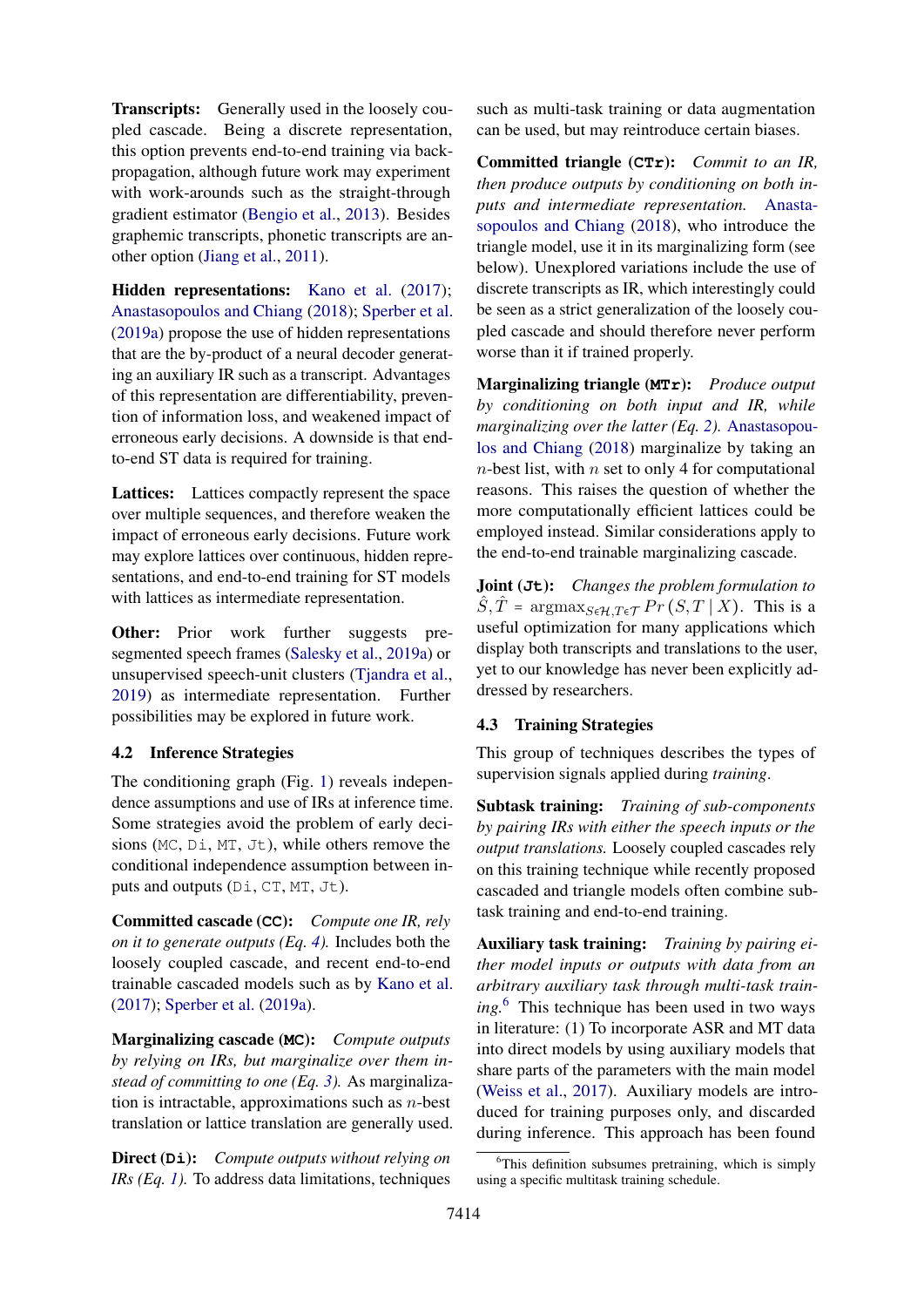**Transcripts:** Generally used in the loosely coupled cascade. Being a discrete representation, this option prevents end-to-end training via back-propagation, although future work may experiment with work-arounds such as the straight-through gradient estimator (Bengio et al., 2013). Besides graphemic transcripts, phonetic transcripts are another option (Jiang et al., 2011).

**Hidden representations:** Kano et al. (2017); Anastasopoulos and Chiang (2018); Sperber et al. (2019a) propose the use of hidden representations that are the by-product of a neural decoder generating an auxiliary IR such as a transcript. Advantages of this representation are differentiability, prevention of information loss, and weakened impact of erroneous early decisions. A downside is that end-to-end ST data is required for training.

**Lattices:** Lattices compactly represent the space over multiple sequences, and therefore weaken the impact of erroneous early decisions. Future work may explore lattices over continuous, hidden representations, and end-to-end training for ST models with lattices as intermediate representation.

**Other:** Prior work further suggests pre-segmented speech frames (Salesky et al., 2019a) or unsupervised speech-unit clusters (Tjandra et al., 2019) as intermediate representation. Further possibilities may be explored in future work.

## 4.2 Inference Strategies

The conditioning graph (Fig. 1) reveals independence assumptions and use of IRs at inference time. Some strategies avoid the problem of early decisions (`MC`, `Di`, `MT`, `Jt`), while others remove the conditional independence assumption between inputs and outputs (`Di`, `CT`, `MT`, `Jt`).

**Committed cascade (`CC`):** *Compute one IR, rely on it to generate outputs (Eq. 4).* Includes both the loosely coupled cascade, and recent end-to-end trainable cascaded models such as by Kano et al. (2017); Sperber et al. (2019a).

**Marginalizing cascade (`MC`):** *Compute outputs by relying on IRs, but marginalize over them instead of committing to one (Eq. 3).* As marginalization is intractable, approximations such as $n$-best translation or lattice translation are generally used.

**Direct (`Di`):** *Compute outputs without relying on IRs (Eq. 1).* To address data limitations, techniques such as multi-task training or data augmentation can be used, but may reintroduce certain biases.

**Committed triangle (`CTr`):** *Commit to an IR, then produce outputs by conditioning on both inputs and intermediate representation.* Anastasopoulos and Chiang (2018), who introduce the triangle model, use it in its marginalizing form (see below). Unexplored variations include the use of discrete transcripts as IR, which interestingly could be seen as a strict generalization of the loosely coupled cascade and should therefore never perform worse than it if trained properly.

**Marginalizing triangle (`MTr`):** *Produce output by conditioning on both input and IR, while marginalizing over the latter (Eq. 2).* Anastasopoulos and Chiang (2018) marginalize by taking an $n$-best list, with $n$ set to only 4 for computational reasons. This raises the question of whether the more computationally efficient lattices could be employed instead. Similar considerations apply to the end-to-end trainable marginalizing cascade.

**Joint (`Jt`):** *Changes the problem formulation to* $\hat{S}, \hat{T} = \operatorname{argmax}_{S \in \mathcal{H}, T \in \mathcal{T}} Pr(S, T \mid X)$. This is a useful optimization for many applications which display both transcripts and translations to the user, yet to our knowledge has never been explicitly addressed by researchers.

## 4.3 Training Strategies

This group of techniques describes the types of supervision signals applied during *training*.

**Subtask training:** *Training of sub-components by pairing IRs with either the speech inputs or the output translations.* Loosely coupled cascades rely on this training technique while recently proposed cascaded and triangle models often combine subtask training and end-to-end training.

**Auxiliary task training:** *Training by pairing either model inputs or outputs with data from an arbitrary auxiliary task through multi-task training.*[6] This technique has been used in two ways in literature: (1) To incorporate ASR and MT data into direct models by using auxiliary models that share parts of the parameters with the main model (Weiss et al., 2017). Auxiliary models are introduced for training purposes only, and discarded during inference. This approach has been found

[6] This definition subsumes pretraining, which is simply using a specific multitask training schedule.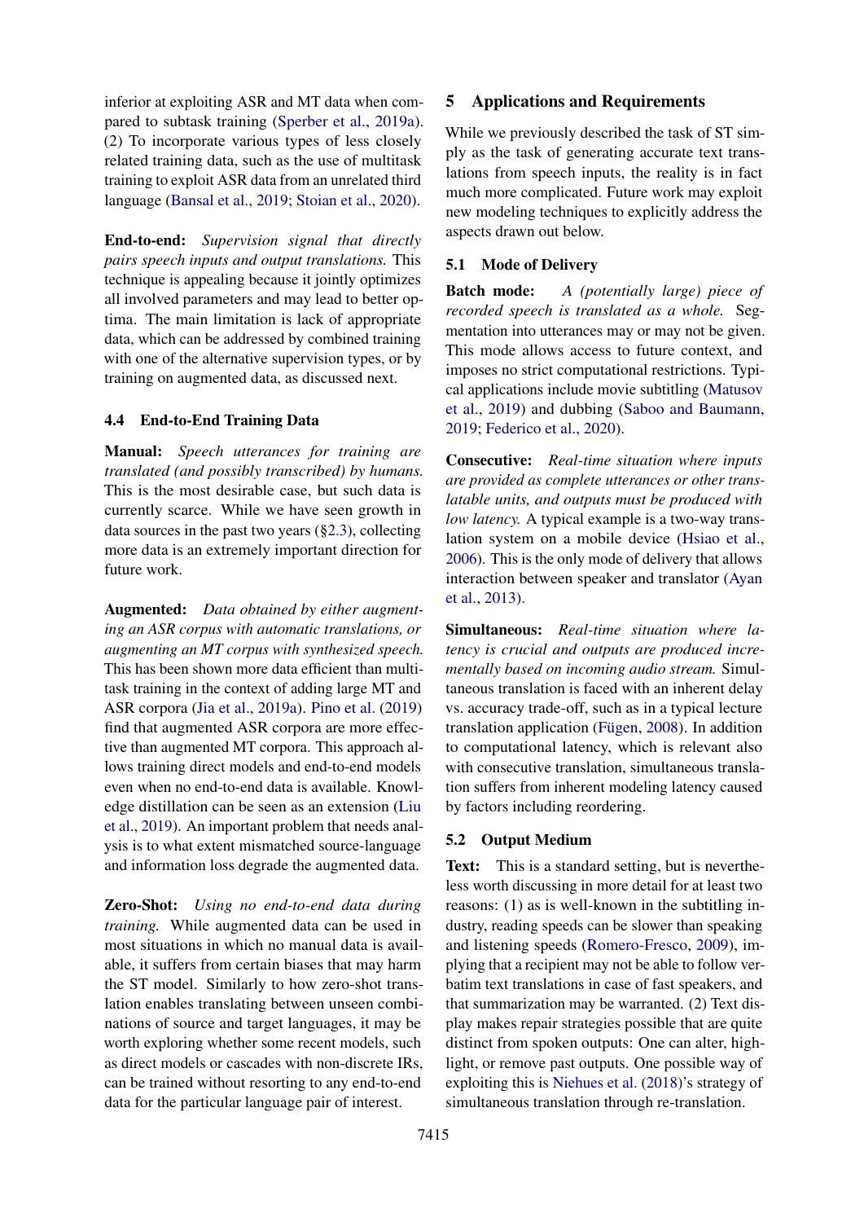inferior at exploiting ASR and MT data when compared to subtask training (Sperber et al., 2019a). (2) To incorporate various types of less closely related training data, such as the use of multitask training to exploit ASR data from an unrelated third language (Bansal et al., 2019; Stoian et al., 2020).

**End-to-end:** *Supervision signal that directly pairs speech inputs and output translations.* This technique is appealing because it jointly optimizes all involved parameters and may lead to better optima. The main limitation is lack of appropriate data, which can be addressed by combined training with one of the alternative supervision types, or by training on augmented data, as discussed next.

### 4.4 End-to-End Training Data

**Manual:** *Speech utterances for training are translated (and possibly transcribed) by humans.* This is the most desirable case, but such data is currently scarce. While we have seen growth in data sources in the past two years (§2.3), collecting more data is an extremely important direction for future work.

**Augmented:** *Data obtained by either augmenting an ASR corpus with automatic translations, or augmenting an MT corpus with synthesized speech.* This has been shown more data efficient than multitask training in the context of adding large MT and ASR corpora (Jia et al., 2019a). Pino et al. (2019) find that augmented ASR corpora are more effective than augmented MT corpora. This approach allows training direct models and end-to-end models even when no end-to-end data is available. Knowledge distillation can be seen as an extension (Liu et al., 2019). An important problem that needs analysis is to what extent mismatched source-language and information loss degrade the augmented data.

**Zero-Shot:** *Using no end-to-end data during training.* While augmented data can be used in most situations in which no manual data is available, it suffers from certain biases that may harm the ST model. Similarly to how zero-shot translation enables translating between unseen combinations of source and target languages, it may be worth exploring whether some recent models, such as direct models or cascades with non-discrete IRs, can be trained without resorting to any end-to-end data for the particular language pair of interest.

## 5 Applications and Requirements

While we previously described the task of ST simply as the task of generating accurate text translations from speech inputs, the reality is in fact much more complicated. Future work may exploit new modeling techniques to explicitly address the aspects drawn out below.

### 5.1 Mode of Delivery

**Batch mode:** *A (potentially large) piece of recorded speech is translated as a whole.* Segmentation into utterances may or may not be given. This mode allows access to future context, and imposes no strict computational restrictions. Typical applications include movie subtitling (Matusov et al., 2019) and dubbing (Saboo and Baumann, 2019; Federico et al., 2020).

**Consecutive:** *Real-time situation where inputs are provided as complete utterances or other translatable units, and outputs must be produced with low latency.* A typical example is a two-way translation system on a mobile device (Hsiao et al., 2006). This is the only mode of delivery that allows interaction between speaker and translator (Ayan et al., 2013).

**Simultaneous:** *Real-time situation where latency is crucial and outputs are produced incrementally based on incoming audio stream.* Simultaneous translation is faced with an inherent delay vs. accuracy trade-off, such as in a typical lecture translation application (Fügen, 2008). In addition to computational latency, which is relevant also with consecutive translation, simultaneous translation suffers from inherent modeling latency caused by factors including reordering.

### 5.2 Output Medium

**Text:** This is a standard setting, but is nevertheless worth discussing in more detail for at least two reasons: (1) as is well-known in the subtitling industry, reading speeds can be slower than speaking and listening speeds (Romero-Fresco, 2009), implying that a recipient may not be able to follow verbatim text translations in case of fast speakers, and that summarization may be warranted. (2) Text display makes repair strategies possible that are quite distinct from spoken outputs: One can alter, highlight, or remove past outputs. One possible way of exploiting this is Niehues et al. (2018)'s strategy of simultaneous translation through re-translation.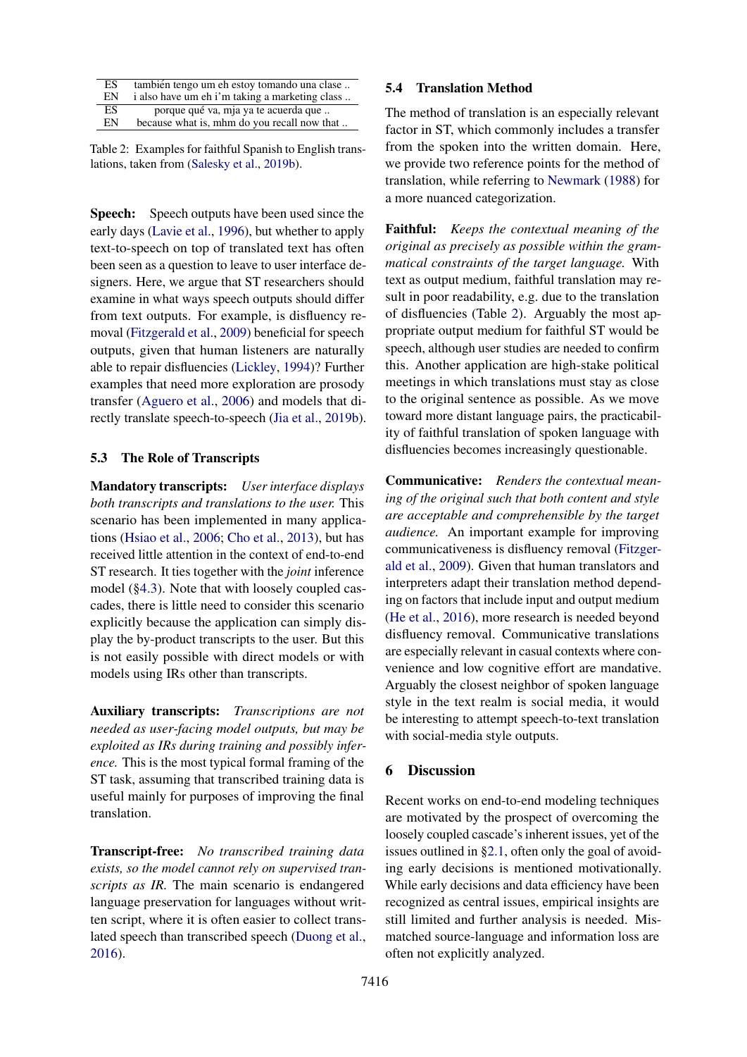| ES | también tengo um eh estoy tomando una clase .. |
|---|---|
| EN | i also have um eh i'm taking a marketing class .. |
| ES | porque qué va, mja ya te acuerda que .. |
| EN | because what is, mhm do you recall now that .. |

Table 2: Examples for faithful Spanish to English translations, taken from (Salesky et al., 2019b).

**Speech:** Speech outputs have been used since the early days (Lavie et al., 1996), but whether to apply text-to-speech on top of translated text has often been seen as a question to leave to user interface designers. Here, we argue that ST researchers should examine in what ways speech outputs should differ from text outputs. For example, is disfluency removal (Fitzgerald et al., 2009) beneficial for speech outputs, given that human listeners are naturally able to repair disfluencies (Lickley, 1994)? Further examples that need more exploration are prosody transfer (Aguero et al., 2006) and models that directly translate speech-to-speech (Jia et al., 2019b).

### 5.3 The Role of Transcripts

**Mandatory transcripts:** *User interface displays both transcripts and translations to the user.* This scenario has been implemented in many applications (Hsiao et al., 2006; Cho et al., 2013), but has received little attention in the context of end-to-end ST research. It ties together with the *joint* inference model (§4.3). Note that with loosely coupled cascades, there is little need to consider this scenario explicitly because the application can simply display the by-product transcripts to the user. But this is not easily possible with direct models or with models using IRs other than transcripts.

**Auxiliary transcripts:** *Transcriptions are not needed as user-facing model outputs, but may be exploited as IRs during training and possibly inference.* This is the most typical formal framing of the ST task, assuming that transcribed training data is useful mainly for purposes of improving the final translation.

**Transcript-free:** *No transcribed training data exists, so the model cannot rely on supervised transcripts as IR.* The main scenario is endangered language preservation for languages without written script, where it is often easier to collect translated speech than transcribed speech (Duong et al., 2016).

### 5.4 Translation Method

The method of translation is an especially relevant factor in ST, which commonly includes a transfer from the spoken into the written domain. Here, we provide two reference points for the method of translation, while referring to Newmark (1988) for a more nuanced categorization.

**Faithful:** *Keeps the contextual meaning of the original as precisely as possible within the grammatical constraints of the target language.* With text as output medium, faithful translation may result in poor readability, e.g. due to the translation of disfluencies (Table 2). Arguably the most appropriate output medium for faithful ST would be speech, although user studies are needed to confirm this. Another application are high-stake political meetings in which translations must stay as close to the original sentence as possible. As we move toward more distant language pairs, the practicability of faithful translation of spoken language with disfluencies becomes increasingly questionable.

**Communicative:** *Renders the contextual meaning of the original such that both content and style are acceptable and comprehensible by the target audience.* An important example for improving communicativeness is disfluency removal (Fitzgerald et al., 2009). Given that human translators and interpreters adapt their translation method depending on factors that include input and output medium (He et al., 2016), more research is needed beyond disfluency removal. Communicative translations are especially relevant in casual contexts where convenience and low cognitive effort are mandative. Arguably the closest neighbor of spoken language style in the text realm is social media, it would be interesting to attempt speech-to-text translation with social-media style outputs.

## 6 Discussion

Recent works on end-to-end modeling techniques are motivated by the prospect of overcoming the loosely coupled cascade's inherent issues, yet of the issues outlined in §2.1, often only the goal of avoiding early decisions is mentioned motivationally. While early decisions and data efficiency have been recognized as central issues, empirical insights are still limited and further analysis is needed. Mismatched source-language and information loss are often not explicitly analyzed.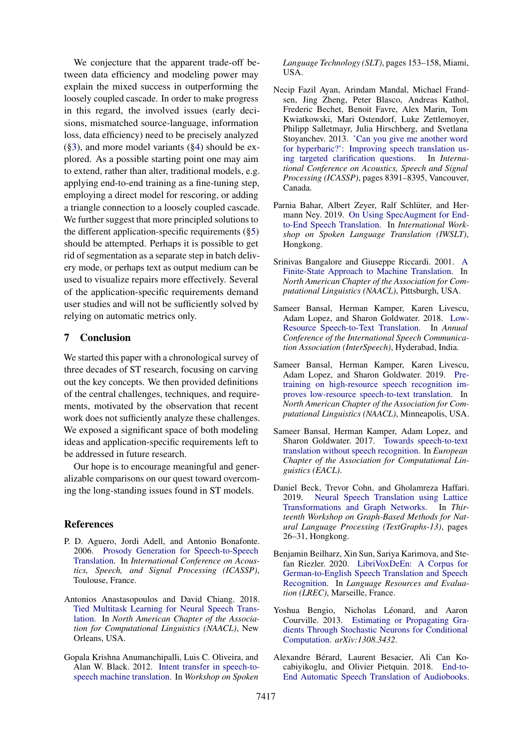We conjecture that the apparent trade-off between data efficiency and modeling power may explain the mixed success in outperforming the loosely coupled cascade. In order to make progress in this regard, the involved issues (early decisions, mismatched source-language, information loss, data efficiency) need to be precisely analyzed (§3), and more model variants (§4) should be explored. As a possible starting point one may aim to extend, rather than alter, traditional models, e.g. applying end-to-end training as a fine-tuning step, employing a direct model for rescoring, or adding a triangle connection to a loosely coupled cascade. We further suggest that more principled solutions to the different application-specific requirements (§5) should be attempted. Perhaps it is possible to get rid of segmentation as a separate step in batch delivery mode, or perhaps text as output medium can be used to visualize repairs more effectively. Several of the application-specific requirements demand user studies and will not be sufficiently solved by relying on automatic metrics only.

## 7 Conclusion

We started this paper with a chronological survey of three decades of ST research, focusing on carving out the key concepts. We then provided definitions of the central challenges, techniques, and requirements, motivated by the observation that recent work does not sufficiently analyze these challenges. We exposed a significant space of both modeling ideas and application-specific requirements left to be addressed in future research.

Our hope is to encourage meaningful and generalizable comparisons on our quest toward overcoming the long-standing issues found in ST models.

## References

P. D. Aguero, Jordi Adell, and Antonio Bonafonte. 2006. Prosody Generation for Speech-to-Speech Translation. In *International Conference on Acoustics, Speech, and Signal Processing (ICASSP)*, Toulouse, France.

Antonios Anastasopoulos and David Chiang. 2018. Tied Multitask Learning for Neural Speech Translation. In *North American Chapter of the Association for Computational Linguistics (NAACL)*, New Orleans, USA.

Gopala Krishna Anumanchipalli, Luis C. Oliveira, and Alan W. Black. 2012. Intent transfer in speech-to-speech machine translation. In *Workshop on Spoken Language Technology (SLT)*, pages 153–158, Miami, USA.

Necip Fazil Ayan, Arindam Mandal, Michael Frandsen, Jing Zheng, Peter Blasco, Andreas Kathol, Frederic Bechet, Benoit Favre, Alex Marin, Tom Kwiatkowski, Mari Ostendorf, Luke Zettlemoyer, Philipp Salletmayr, Julia Hirschberg, and Svetlana Stoyanchev. 2013. 'Can you give me another word for hyperbaric?': Improving speech translation using targeted clarification questions. In *International Conference on Acoustics, Speech and Signal Processing (ICASSP)*, pages 8391–8395, Vancouver, Canada.

Parnia Bahar, Albert Zeyer, Ralf Schlüter, and Hermann Ney. 2019. On Using SpecAugment for End-to-End Speech Translation. In *International Workshop on Spoken Language Translation (IWSLT)*, Hongkong.

Srinivas Bangalore and Giuseppe Riccardi. 2001. A Finite-State Approach to Machine Translation. In *North American Chapter of the Association for Computational Linguistics (NAACL)*, Pittsburgh, USA.

Sameer Bansal, Herman Kamper, Karen Livescu, Adam Lopez, and Sharon Goldwater. 2018. Low-Resource Speech-to-Text Translation. In *Annual Conference of the International Speech Communication Association (InterSpeech)*, Hyderabad, India.

Sameer Bansal, Herman Kamper, Karen Livescu, Adam Lopez, and Sharon Goldwater. 2019. Pre-training on high-resource speech recognition improves low-resource speech-to-text translation. In *North American Chapter of the Association for Computational Linguistics (NAACL)*, Minneapolis, USA.

Sameer Bansal, Herman Kamper, Adam Lopez, and Sharon Goldwater. 2017. Towards speech-to-text translation without speech recognition. In *European Chapter of the Association for Computational Linguistics (EACL)*.

Daniel Beck, Trevor Cohn, and Gholamreza Haffari. 2019. Neural Speech Translation using Lattice Transformations and Graph Networks. In *Thirteenth Workshop on Graph-Based Methods for Natural Language Processing (TextGraphs-13)*, pages 26–31, Hongkong.

Benjamin Beilharz, Xin Sun, Sariya Karimova, and Stefan Riezler. 2020. LibriVoxDeEn: A Corpus for German-to-English Speech Translation and Speech Recognition. In *Language Resources and Evaluation (LREC)*, Marseille, France.

Yoshua Bengio, Nicholas Léonard, and Aaron Courville. 2013. Estimating or Propagating Gradients Through Stochastic Neurons for Conditional Computation. *arXiv:1308.3432*.

Alexandre Bérard, Laurent Besacier, Ali Can Kocabiyikoglu, and Olivier Pietquin. 2018. End-to-End Automatic Speech Translation of Audiobooks.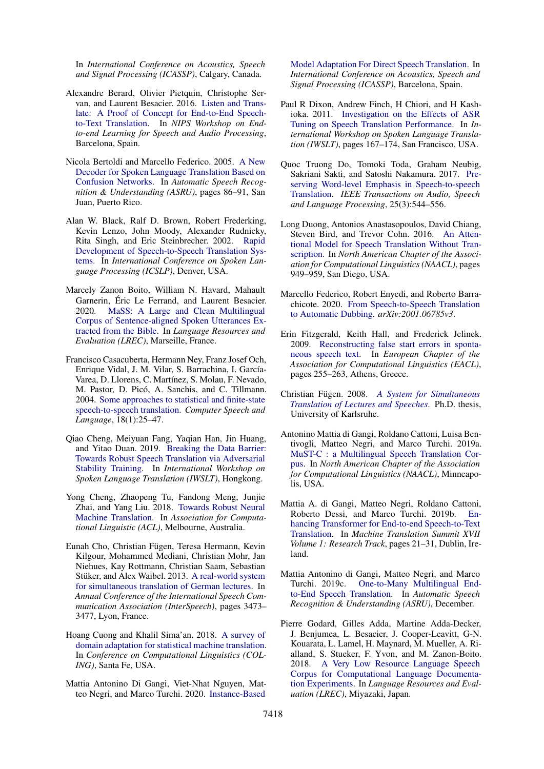In *International Conference on Acoustics, Speech and Signal Processing (ICASSP)*, Calgary, Canada.

Alexandre Berard, Olivier Pietquin, Christophe Servan, and Laurent Besacier. 2016. Listen and Translate: A Proof of Concept for End-to-End Speech-to-Text Translation. In *NIPS Workshop on End-to-end Learning for Speech and Audio Processing*, Barcelona, Spain.

Nicola Bertoldi and Marcello Federico. 2005. A New Decoder for Spoken Language Translation Based on Confusion Networks. In *Automatic Speech Recognition & Understanding (ASRU)*, pages 86–91, San Juan, Puerto Rico.

Alan W. Black, Ralf D. Brown, Robert Frederking, Kevin Lenzo, John Moody, Alexander Rudnicky, Rita Singh, and Eric Steinbrecher. 2002. Rapid Development of Speech-to-Speech Translation Systems. In *International Conference on Spoken Language Processing (ICSLP)*, Denver, USA.

Marcely Zanon Boito, William N. Havard, Mahault Garnerin, Éric Le Ferrand, and Laurent Besacier. 2020. MaSS: A Large and Clean Multilingual Corpus of Sentence-aligned Spoken Utterances Extracted from the Bible. In *Language Resources and Evaluation (LREC)*, Marseille, France.

Francisco Casacuberta, Hermann Ney, Franz Josef Och, Enrique Vidal, J. M. Vilar, S. Barrachina, I. García-Varea, D. Llorens, C. Martínez, S. Molau, F. Nevado, M. Pastor, D. Picó, A. Sanchis, and C. Tillmann. 2004. Some approaches to statistical and finite-state speech-to-speech translation. *Computer Speech and Language*, 18(1):25–47.

Qiao Cheng, Meiyuan Fang, Yaqian Han, Jin Huang, and Yitao Duan. 2019. Breaking the Data Barrier: Towards Robust Speech Translation via Adversarial Stability Training. In *International Workshop on Spoken Language Translation (IWSLT)*, Hongkong.

Yong Cheng, Zhaopeng Tu, Fandong Meng, Junjie Zhai, and Yang Liu. 2018. Towards Robust Neural Machine Translation. In *Association for Computational Linguistic (ACL)*, Melbourne, Australia.

Eunah Cho, Christian Fügen, Teresa Hermann, Kevin Kilgour, Mohammed Mediani, Christian Mohr, Jan Niehues, Kay Rottmann, Christian Saam, Sebastian Stüker, and Alex Waibel. 2013. A real-world system for simultaneous translation of German lectures. In *Annual Conference of the International Speech Communication Association (InterSpeech)*, pages 3473–3477, Lyon, France.

Hoang Cuong and Khalil Sima'an. 2018. A survey of domain adaptation for statistical machine translation. In *Conference on Computational Linguistics (COLING)*, Santa Fe, USA.

Mattia Antonino Di Gangi, Viet-Nhat Nguyen, Matteo Negri, and Marco Turchi. 2020. Instance-Based Model Adaptation For Direct Speech Translation. In *International Conference on Acoustics, Speech and Signal Processing (ICASSP)*, Barcelona, Spain.

Paul R Dixon, Andrew Finch, H Chiori, and H Kashioka. 2011. Investigation on the Effects of ASR Tuning on Speech Translation Performance. In *International Workshop on Spoken Language Translation (IWSLT)*, pages 167–174, San Francisco, USA.

Quoc Truong Do, Tomoki Toda, Graham Neubig, Sakriani Sakti, and Satoshi Nakamura. 2017. Preserving Word-level Emphasis in Speech-to-speech Translation. *IEEE Transactions on Audio, Speech and Language Processing*, 25(3):544–556.

Long Duong, Antonios Anastasopoulos, David Chiang, Steven Bird, and Trevor Cohn. 2016. An Attentional Model for Speech Translation Without Transcription. In *North American Chapter of the Association for Computational Linguistics (NAACL)*, pages 949–959, San Diego, USA.

Marcello Federico, Robert Enyedi, and Roberto Barrachicote. 2020. From Speech-to-Speech Translation to Automatic Dubbing. *arXiv:2001.06785v3*.

Erin Fitzgerald, Keith Hall, and Frederick Jelinek. 2009. Reconstructing false start errors in spontaneous speech text. In *European Chapter of the Association for Computational Linguistics (EACL)*, pages 255–263, Athens, Greece.

Christian Fügen. 2008. *A System for Simultaneous Translation of Lectures and Speeches*. Ph.D. thesis, University of Karlsruhe.

Antonino Mattia di Gangi, Roldano Cattoni, Luisa Bentivogli, Matteo Negri, and Marco Turchi. 2019a. MuST-C : a Multilingual Speech Translation Corpus. In *North American Chapter of the Association for Computational Linguistics (NAACL)*, Minneapolis, USA.

Mattia A. di Gangi, Matteo Negri, Roldano Cattoni, Roberto Dessi, and Marco Turchi. 2019b. Enhancing Transformer for End-to-end Speech-to-Text Translation. In *Machine Translation Summit XVII Volume 1: Research Track*, pages 21–31, Dublin, Ireland.

Mattia Antonino di Gangi, Matteo Negri, and Marco Turchi. 2019c. One-to-Many Multilingual End-to-End Speech Translation. In *Automatic Speech Recognition & Understanding (ASRU)*, December.

Pierre Godard, Gilles Adda, Martine Adda-Decker, J. Benjumea, L. Besacier, J. Cooper-Leavitt, G-N. Kouarata, L. Lamel, H. Maynard, M. Mueller, A. Rialland, S. Stueker, F. Yvon, and M. Zanon-Boito. 2018. A Very Low Resource Language Speech Corpus for Computational Language Documentation Experiments. In *Language Resources and Evaluation (LREC)*, Miyazaki, Japan.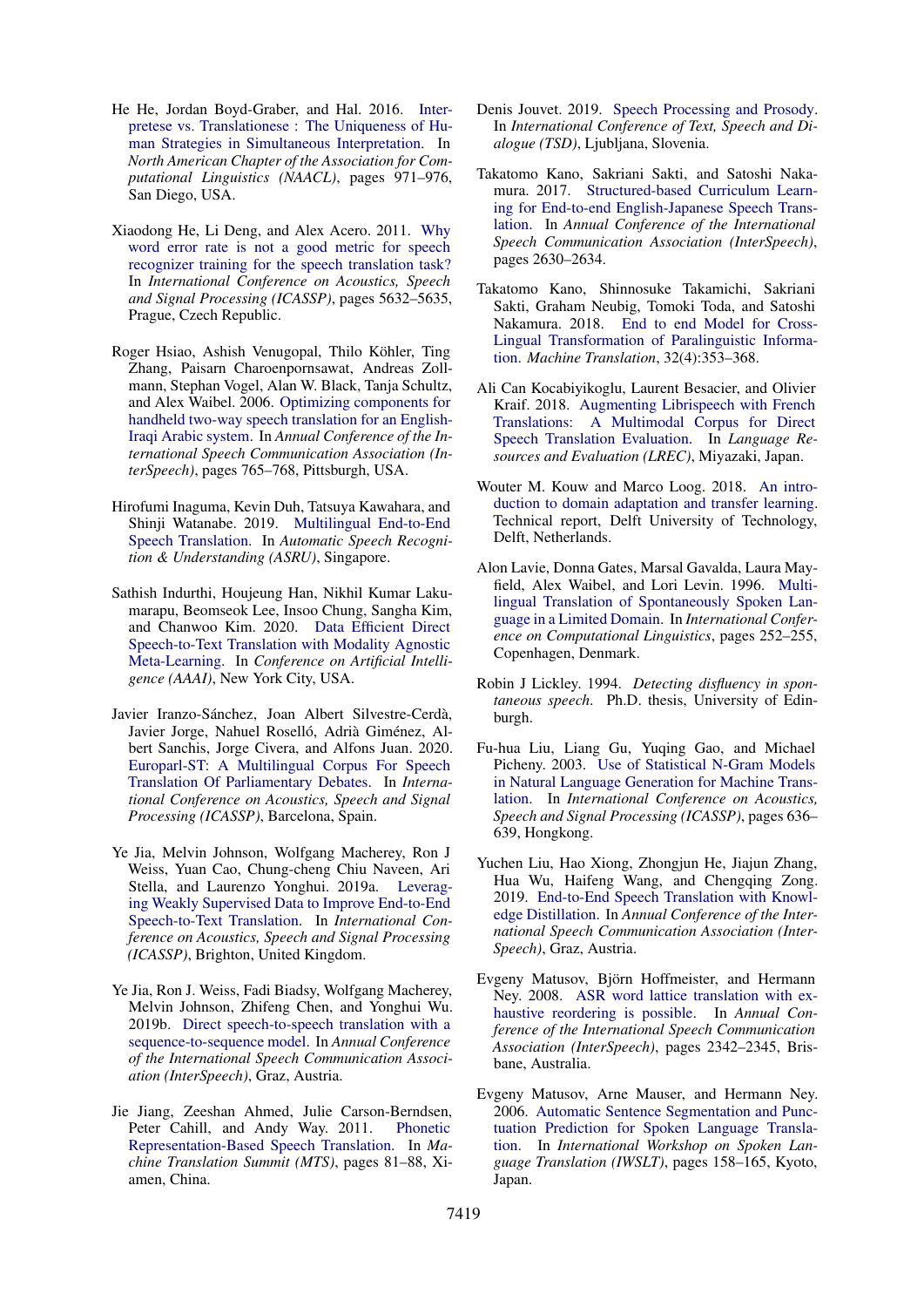He He, Jordan Boyd-Graber, and Hal. 2016. Interpretese vs. Translationese : The Uniqueness of Human Strategies in Simultaneous Interpretation. In *North American Chapter of the Association for Computational Linguistics (NAACL)*, pages 971–976, San Diego, USA.

Xiaodong He, Li Deng, and Alex Acero. 2011. Why word error rate is not a good metric for speech recognizer training for the speech translation task? In *International Conference on Acoustics, Speech and Signal Processing (ICASSP)*, pages 5632–5635, Prague, Czech Republic.

Roger Hsiao, Ashish Venugopal, Thilo Köhler, Ting Zhang, Paisarn Charoenpornsawat, Andreas Zollmann, Stephan Vogel, Alan W. Black, Tanja Schultz, and Alex Waibel. 2006. Optimizing components for handheld two-way speech translation for an English-Iraqi Arabic system. In *Annual Conference of the International Speech Communication Association (InterSpeech)*, pages 765–768, Pittsburgh, USA.

Hirofumi Inaguma, Kevin Duh, Tatsuya Kawahara, and Shinji Watanabe. 2019. Multilingual End-to-End Speech Translation. In *Automatic Speech Recognition & Understanding (ASRU)*, Singapore.

Sathish Indurthi, Houjeung Han, Nikhil Kumar Lakumarapu, Beomseok Lee, Insoo Chung, Sangha Kim, and Chanwoo Kim. 2020. Data Efficient Direct Speech-to-Text Translation with Modality Agnostic Meta-Learning. In *Conference on Artificial Intelligence (AAAI)*, New York City, USA.

Javier Iranzo-Sánchez, Joan Albert Silvestre-Cerdà, Javier Jorge, Nahuel Roselló, Adrià Giménez, Albert Sanchis, Jorge Civera, and Alfons Juan. 2020. Europarl-ST: A Multilingual Corpus For Speech Translation Of Parliamentary Debates. In *International Conference on Acoustics, Speech and Signal Processing (ICASSP)*, Barcelona, Spain.

Ye Jia, Melvin Johnson, Wolfgang Macherey, Ron J Weiss, Yuan Cao, Chung-cheng Chiu Naveen, Ari Stella, and Laurenzo Yonghui. 2019a. Leveraging Weakly Supervised Data to Improve End-to-End Speech-to-Text Translation. In *International Conference on Acoustics, Speech and Signal Processing (ICASSP)*, Brighton, United Kingdom.

Ye Jia, Ron J. Weiss, Fadi Biadsy, Wolfgang Macherey, Melvin Johnson, Zhifeng Chen, and Yonghui Wu. 2019b. Direct speech-to-speech translation with a sequence-to-sequence model. In *Annual Conference of the International Speech Communication Association (InterSpeech)*, Graz, Austria.

Jie Jiang, Zeeshan Ahmed, Julie Carson-Berndsen, Peter Cahill, and Andy Way. 2011. Phonetic Representation-Based Speech Translation. In *Machine Translation Summit (MTS)*, pages 81–88, Xiamen, China.

Denis Jouvet. 2019. Speech Processing and Prosody. In *International Conference of Text, Speech and Dialogue (TSD)*, Ljubljana, Slovenia.

Takatomo Kano, Sakriani Sakti, and Satoshi Nakamura. 2017. Structured-based Curriculum Learning for End-to-end English-Japanese Speech Translation. In *Annual Conference of the International Speech Communication Association (InterSpeech)*, pages 2630–2634.

Takatomo Kano, Shinnosuke Takamichi, Sakriani Sakti, Graham Neubig, Tomoki Toda, and Satoshi Nakamura. 2018. End to end Model for Cross-Lingual Transformation of Paralinguistic Information. *Machine Translation*, 32(4):353–368.

Ali Can Kocabiyikoglu, Laurent Besacier, and Olivier Kraif. 2018. Augmenting Librispeech with French Translations: A Multimodal Corpus for Direct Speech Translation Evaluation. In *Language Resources and Evaluation (LREC)*, Miyazaki, Japan.

Wouter M. Kouw and Marco Loog. 2018. An introduction to domain adaptation and transfer learning. Technical report, Delft University of Technology, Delft, Netherlands.

Alon Lavie, Donna Gates, Marsal Gavalda, Laura Mayfield, Alex Waibel, and Lori Levin. 1996. Multilingual Translation of Spontaneously Spoken Language in a Limited Domain. In *International Conference on Computational Linguistics*, pages 252–255, Copenhagen, Denmark.

Robin J Lickley. 1994. *Detecting disfluency in spontaneous speech*. Ph.D. thesis, University of Edinburgh.

Fu-hua Liu, Liang Gu, Yuqing Gao, and Michael Picheny. 2003. Use of Statistical N-Gram Models in Natural Language Generation for Machine Translation. In *International Conference on Acoustics, Speech and Signal Processing (ICASSP)*, pages 636–639, Hongkong.

Yuchen Liu, Hao Xiong, Zhongjun He, Jiajun Zhang, Hua Wu, Haifeng Wang, and Chengqing Zong. 2019. End-to-End Speech Translation with Knowledge Distillation. In *Annual Conference of the International Speech Communication Association (InterSpeech)*, Graz, Austria.

Evgeny Matusov, Björn Hoffmeister, and Hermann Ney. 2008. ASR word lattice translation with exhaustive reordering is possible. In *Annual Conference of the International Speech Communication Association (InterSpeech)*, pages 2342–2345, Brisbane, Australia.

Evgeny Matusov, Arne Mauser, and Hermann Ney. 2006. Automatic Sentence Segmentation and Punctuation Prediction for Spoken Language Translation. In *International Workshop on Spoken Language Translation (IWSLT)*, pages 158–165, Kyoto, Japan.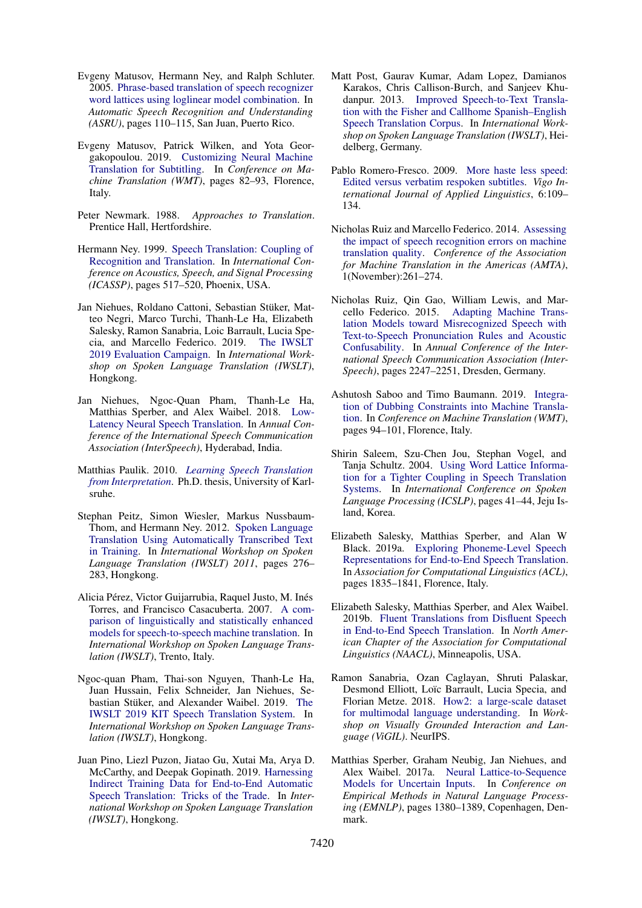Evgeny Matusov, Hermann Ney, and Ralph Schluter. 2005. Phrase-based translation of speech recognizer word lattices using loglinear model combination. In *Automatic Speech Recognition and Understanding (ASRU)*, pages 110–115, San Juan, Puerto Rico.

Evgeny Matusov, Patrick Wilken, and Yota Georgakopoulou. 2019. Customizing Neural Machine Translation for Subtitling. In *Conference on Machine Translation (WMT)*, pages 82–93, Florence, Italy.

Peter Newmark. 1988. *Approaches to Translation*. Prentice Hall, Hertfordshire.

Hermann Ney. 1999. Speech Translation: Coupling of Recognition and Translation. In *International Conference on Acoustics, Speech, and Signal Processing (ICASSP)*, pages 517–520, Phoenix, USA.

Jan Niehues, Roldano Cattoni, Sebastian Stüker, Matteo Negri, Marco Turchi, Thanh-Le Ha, Elizabeth Salesky, Ramon Sanabria, Loic Barrault, Lucia Specia, and Marcello Federico. 2019. The IWSLT 2019 Evaluation Campaign. In *International Workshop on Spoken Language Translation (IWSLT)*, Hongkong.

Jan Niehues, Ngoc-Quan Pham, Thanh-Le Ha, Matthias Sperber, and Alex Waibel. 2018. Low-Latency Neural Speech Translation. In *Annual Conference of the International Speech Communication Association (InterSpeech)*, Hyderabad, India.

Matthias Paulik. 2010. *Learning Speech Translation from Interpretation*. Ph.D. thesis, University of Karlsruhe.

Stephan Peitz, Simon Wiesler, Markus Nussbaum-Thom, and Hermann Ney. 2012. Spoken Language Translation Using Automatically Transcribed Text in Training. In *International Workshop on Spoken Language Translation (IWSLT) 2011*, pages 276–283, Hongkong.

Alicia Pérez, Victor Guijarrubia, Raquel Justo, M. Inés Torres, and Francisco Casacuberta. 2007. A comparison of linguistically and statistically enhanced models for speech-to-speech machine translation. In *International Workshop on Spoken Language Translation (IWSLT)*, Trento, Italy.

Ngoc-quan Pham, Thai-son Nguyen, Thanh-Le Ha, Juan Hussain, Felix Schneider, Jan Niehues, Sebastian Stüker, and Alexander Waibel. 2019. The IWSLT 2019 KIT Speech Translation System. In *International Workshop on Spoken Language Translation (IWSLT)*, Hongkong.

Juan Pino, Liezl Puzon, Jiatao Gu, Xutai Ma, Arya D. McCarthy, and Deepak Gopinath. 2019. Harnessing Indirect Training Data for End-to-End Automatic Speech Translation: Tricks of the Trade. In *International Workshop on Spoken Language Translation (IWSLT)*, Hongkong.

Matt Post, Gaurav Kumar, Adam Lopez, Damianos Karakos, Chris Callison-Burch, and Sanjeev Khudanpur. 2013. Improved Speech-to-Text Translation with the Fisher and Callhome Spanish–English Speech Translation Corpus. In *International Workshop on Spoken Language Translation (IWSLT)*, Heidelberg, Germany.

Pablo Romero-Fresco. 2009. More haste less speed: Edited versus verbatim respoken subtitles. *Vigo International Journal of Applied Linguistics*, 6:109–134.

Nicholas Ruiz and Marcello Federico. 2014. Assessing the impact of speech recognition errors on machine translation quality. *Conference of the Association for Machine Translation in the Americas (AMTA)*, 1(November):261–274.

Nicholas Ruiz, Qin Gao, William Lewis, and Marcello Federico. 2015. Adapting Machine Translation Models toward Misrecognized Speech with Text-to-Speech Pronunciation Rules and Acoustic Confusability. In *Annual Conference of the International Speech Communication Association (InterSpeech)*, pages 2247–2251, Dresden, Germany.

Ashutosh Saboo and Timo Baumann. 2019. Integration of Dubbing Constraints into Machine Translation. In *Conference on Machine Translation (WMT)*, pages 94–101, Florence, Italy.

Shirin Saleem, Szu-Chen Jou, Stephan Vogel, and Tanja Schultz. 2004. Using Word Lattice Information for a Tighter Coupling in Speech Translation Systems. In *International Conference on Spoken Language Processing (ICSLP)*, pages 41–44, Jeju Island, Korea.

Elizabeth Salesky, Matthias Sperber, and Alan W Black. 2019a. Exploring Phoneme-Level Speech Representations for End-to-End Speech Translation. In *Association for Computational Linguistics (ACL)*, pages 1835–1841, Florence, Italy.

Elizabeth Salesky, Matthias Sperber, and Alex Waibel. 2019b. Fluent Translations from Disfluent Speech in End-to-End Speech Translation. In *North American Chapter of the Association for Computational Linguistics (NAACL)*, Minneapolis, USA.

Ramon Sanabria, Ozan Caglayan, Shruti Palaskar, Desmond Elliott, Loïc Barrault, Lucia Specia, and Florian Metze. 2018. How2: a large-scale dataset for multimodal language understanding. In *Workshop on Visually Grounded Interaction and Language (ViGIL)*. NeurIPS.

Matthias Sperber, Graham Neubig, Jan Niehues, and Alex Waibel. 2017a. Neural Lattice-to-Sequence Models for Uncertain Inputs. In *Conference on Empirical Methods in Natural Language Processing (EMNLP)*, pages 1380–1389, Copenhagen, Denmark.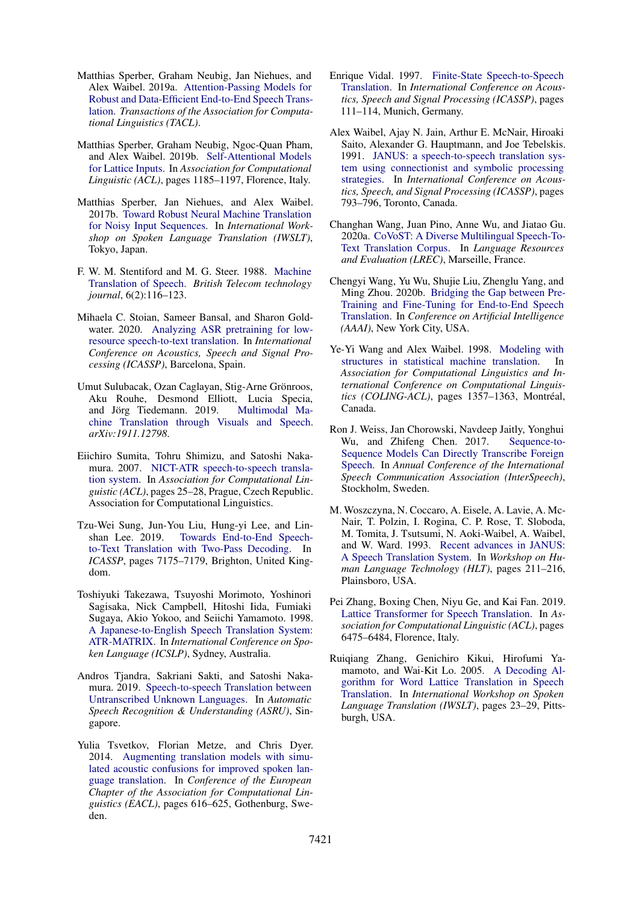Matthias Sperber, Graham Neubig, Jan Niehues, and Alex Waibel. 2019a. Attention-Passing Models for Robust and Data-Efficient End-to-End Speech Translation. *Transactions of the Association for Computational Linguistics (TACL)*.

Matthias Sperber, Graham Neubig, Ngoc-Quan Pham, and Alex Waibel. 2019b. Self-Attentional Models for Lattice Inputs. In *Association for Computational Linguistic (ACL)*, pages 1185–1197, Florence, Italy.

Matthias Sperber, Jan Niehues, and Alex Waibel. 2017b. Toward Robust Neural Machine Translation for Noisy Input Sequences. In *International Workshop on Spoken Language Translation (IWSLT)*, Tokyo, Japan.

F. W. M. Stentiford and M. G. Steer. 1988. Machine Translation of Speech. *British Telecom technology journal*, 6(2):116–123.

Mihaela C. Stoian, Sameer Bansal, and Sharon Goldwater. 2020. Analyzing ASR pretraining for low-resource speech-to-text translation. In *International Conference on Acoustics, Speech and Signal Processing (ICASSP)*, Barcelona, Spain.

Umut Sulubacak, Ozan Caglayan, Stig-Arne Grönroos, Aku Rouhe, Desmond Elliott, Lucia Specia, and Jörg Tiedemann. 2019. Multimodal Machine Translation through Visuals and Speech. *arXiv:1911.12798*.

Eiichiro Sumita, Tohru Shimizu, and Satoshi Nakamura. 2007. NICT-ATR speech-to-speech translation system. In *Association for Computational Linguistic (ACL)*, pages 25–28, Prague, Czech Republic. Association for Computational Linguistics.

Tzu-Wei Sung, Jun-You Liu, Hung-yi Lee, and Linshan Lee. 2019. Towards End-to-End Speech-to-Text Translation with Two-Pass Decoding. In *ICASSP*, pages 7175–7179, Brighton, United Kingdom.

Toshiyuki Takezawa, Tsuyoshi Morimoto, Yoshinori Sagisaka, Nick Campbell, Hitoshi Iida, Fumiaki Sugaya, Akio Yokoo, and Seiichi Yamamoto. 1998. A Japanese-to-English Speech Translation System: ATR-MATRIX. In *International Conference on Spoken Language (ICSLP)*, Sydney, Australia.

Andros Tjandra, Sakriani Sakti, and Satoshi Nakamura. 2019. Speech-to-speech Translation between Untranscribed Unknown Languages. In *Automatic Speech Recognition & Understanding (ASRU)*, Singapore.

Yulia Tsvetkov, Florian Metze, and Chris Dyer. 2014. Augmenting translation models with simulated acoustic confusions for improved spoken language translation. In *Conference of the European Chapter of the Association for Computational Linguistics (EACL)*, pages 616–625, Gothenburg, Sweden.

Enrique Vidal. 1997. Finite-State Speech-to-Speech Translation. In *International Conference on Acoustics, Speech and Signal Processing (ICASSP)*, pages 111–114, Munich, Germany.

Alex Waibel, Ajay N. Jain, Arthur E. McNair, Hiroaki Saito, Alexander G. Hauptmann, and Joe Tebelskis. 1991. JANUS: a speech-to-speech translation system using connectionist and symbolic processing strategies. In *International Conference on Acoustics, Speech, and Signal Processing (ICASSP)*, pages 793–796, Toronto, Canada.

Changhan Wang, Juan Pino, Anne Wu, and Jiatao Gu. 2020a. CoVoST: A Diverse Multilingual Speech-To-Text Translation Corpus. In *Language Resources and Evaluation (LREC)*, Marseille, France.

Chengyi Wang, Yu Wu, Shujie Liu, Zhenglu Yang, and Ming Zhou. 2020b. Bridging the Gap between Pre-Training and Fine-Tuning for End-to-End Speech Translation. In *Conference on Artificial Intelligence (AAAI)*, New York City, USA.

Ye-Yi Wang and Alex Waibel. 1998. Modeling with structures in statistical machine translation. In *Association for Computational Linguistics and International Conference on Computational Linguistics (COLING-ACL)*, pages 1357–1363, Montréal, Canada.

Ron J. Weiss, Jan Chorowski, Navdeep Jaitly, Yonghui Wu, and Zhifeng Chen. 2017. Sequence-to-Sequence Models Can Directly Transcribe Foreign Speech. In *Annual Conference of the International Speech Communication Association (InterSpeech)*, Stockholm, Sweden.

M. Woszczyna, N. Coccaro, A. Eisele, A. Lavie, A. McNair, T. Polzin, I. Rogina, C. P. Rose, T. Sloboda, M. Tomita, J. Tsutsumi, N. Aoki-Waibel, A. Waibel, and W. Ward. 1993. Recent advances in JANUS: A Speech Translation System. In *Workshop on Human Language Technology (HLT)*, pages 211–216, Plainsboro, USA.

Pei Zhang, Boxing Chen, Niyu Ge, and Kai Fan. 2019. Lattice Transformer for Speech Translation. In *Association for Computational Linguistic (ACL)*, pages 6475–6484, Florence, Italy.

Ruiqiang Zhang, Genichiro Kikui, Hirofumi Yamamoto, and Wai-Kit Lo. 2005. A Decoding Algorithm for Word Lattice Translation in Speech Translation. In *International Workshop on Spoken Language Translation (IWSLT)*, pages 23–29, Pittsburgh, USA.